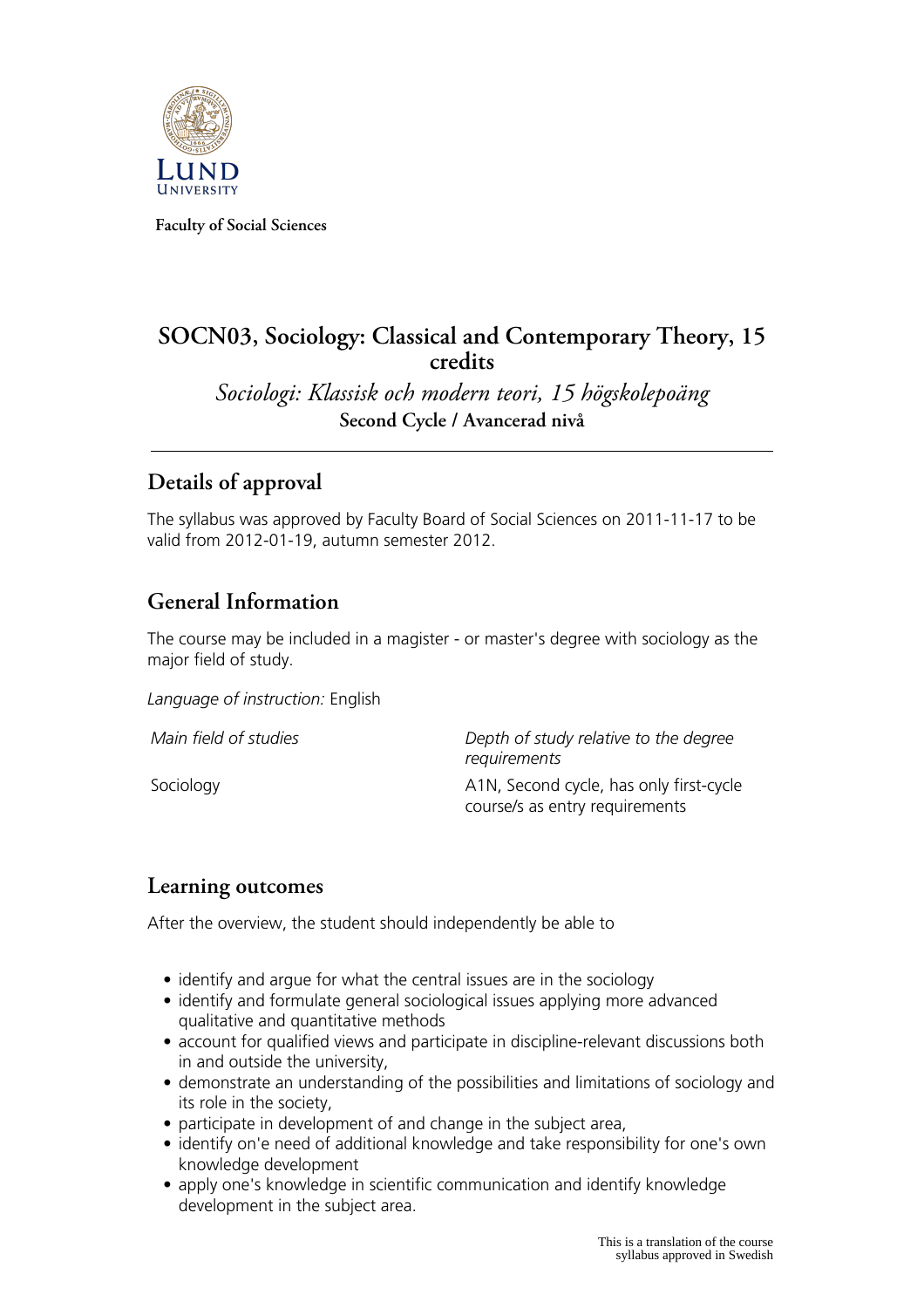Faculty of Social Sciences

# SOCN03, Sociology: Classical and Contemporary Theory, 15 credits

*Sociologi: Klassisk och modern teori, 15 högskolepoäng*

**Second Cycle / Avancerad nivå**

## Details of approval

The syllabus was approved by Faculty Board of Social Sciences on 2011-11-17 to be valid from 2012-01-19, autumn semester 2012.

## General Information

The course may be included in a magister - or master's degree with sociology as the major field of study.

*Language of instruction:* English

| *Main field of studies* | *Depth of study relative to the degree requirements* |
| --- | --- |
| Sociology | A1N, Second cycle, has only first-cycle course/s as entry requirements |

## Learning outcomes

After the overview, the student should independently be able to

- identify and argue for what the central issues are in the sociology
- identify and formulate general sociological issues applying more advanced qualitative and quantitative methods
- account for qualified views and participate in discipline-relevant discussions both in and outside the university,
- demonstrate an understanding of the possibilities and limitations of sociology and its role in the society,
- participate in development of and change in the subject area,
- identify on'e need of additional knowledge and take responsibility for one's own knowledge development
- apply one's knowledge in scientific communication and identify knowledge development in the subject area.

This is a translation of the course syllabus approved in Swedish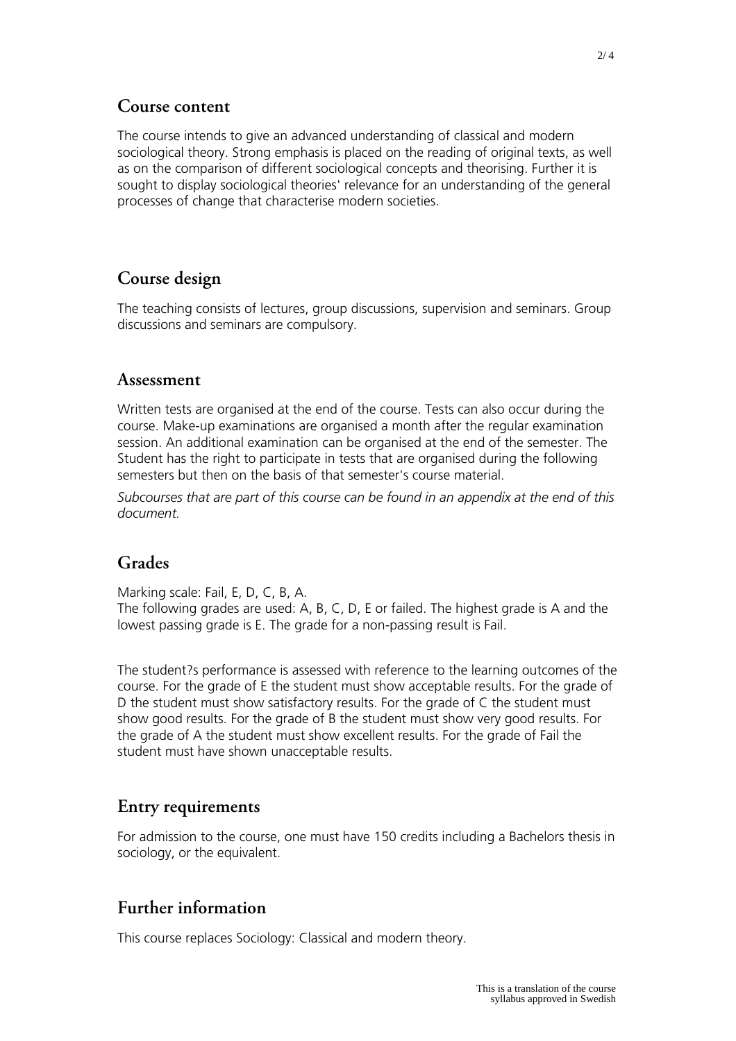## Course content

The course intends to give an advanced understanding of classical and modern sociological theory. Strong emphasis is placed on the reading of original texts, as well as on the comparison of different sociological concepts and theorising. Further it is sought to display sociological theories' relevance for an understanding of the general processes of change that characterise modern societies.

## Course design

The teaching consists of lectures, group discussions, supervision and seminars. Group discussions and seminars are compulsory.

## Assessment

Written tests are organised at the end of the course. Tests can also occur during the course. Make-up examinations are organised a month after the regular examination session. An additional examination can be organised at the end of the semester. The Student has the right to participate in tests that are organised during the following semesters but then on the basis of that semester's course material.

*Subcourses that are part of this course can be found in an appendix at the end of this document.*

## Grades

Marking scale: Fail, E, D, C, B, A.
The following grades are used: A, B, C, D, E or failed. The highest grade is A and the lowest passing grade is E. The grade for a non-passing result is Fail.

The student?s performance is assessed with reference to the learning outcomes of the course. For the grade of E the student must show acceptable results. For the grade of D the student must show satisfactory results. For the grade of C the student must show good results. For the grade of B the student must show very good results. For the grade of A the student must show excellent results. For the grade of Fail the student must have shown unacceptable results.

## Entry requirements

For admission to the course, one must have 150 credits including a Bachelors thesis in sociology, or the equivalent.

## Further information

This course replaces Sociology: Classical and modern theory.

This is a translation of the course syllabus approved in Swedish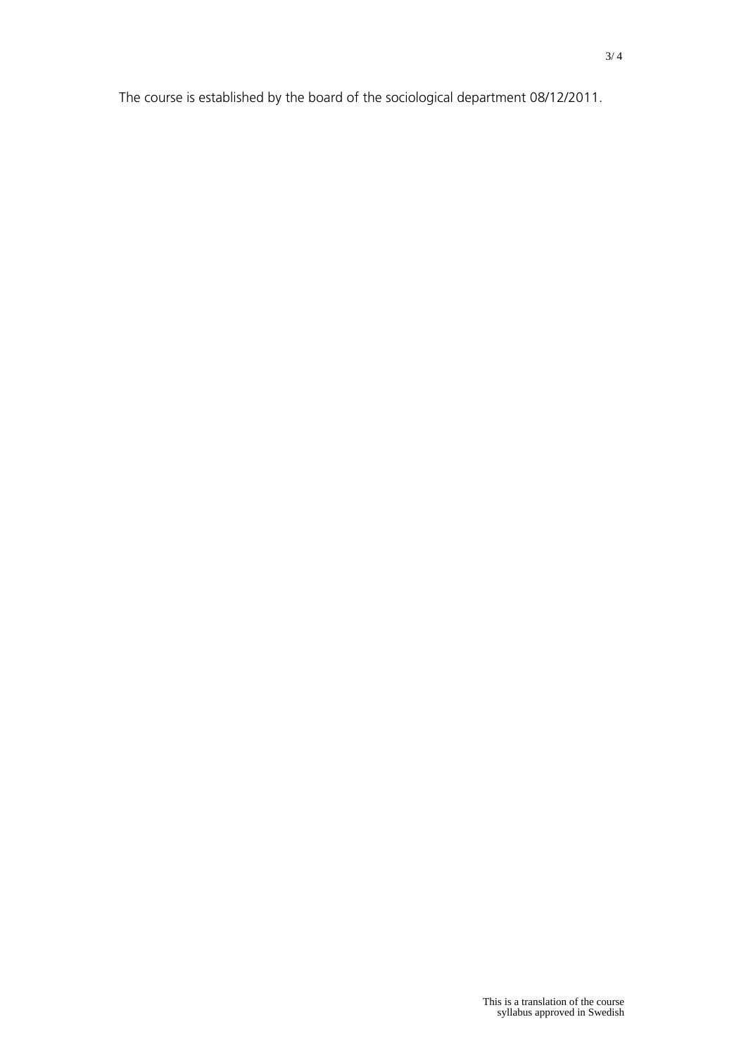The course is established by the board of the sociological department 08/12/2011.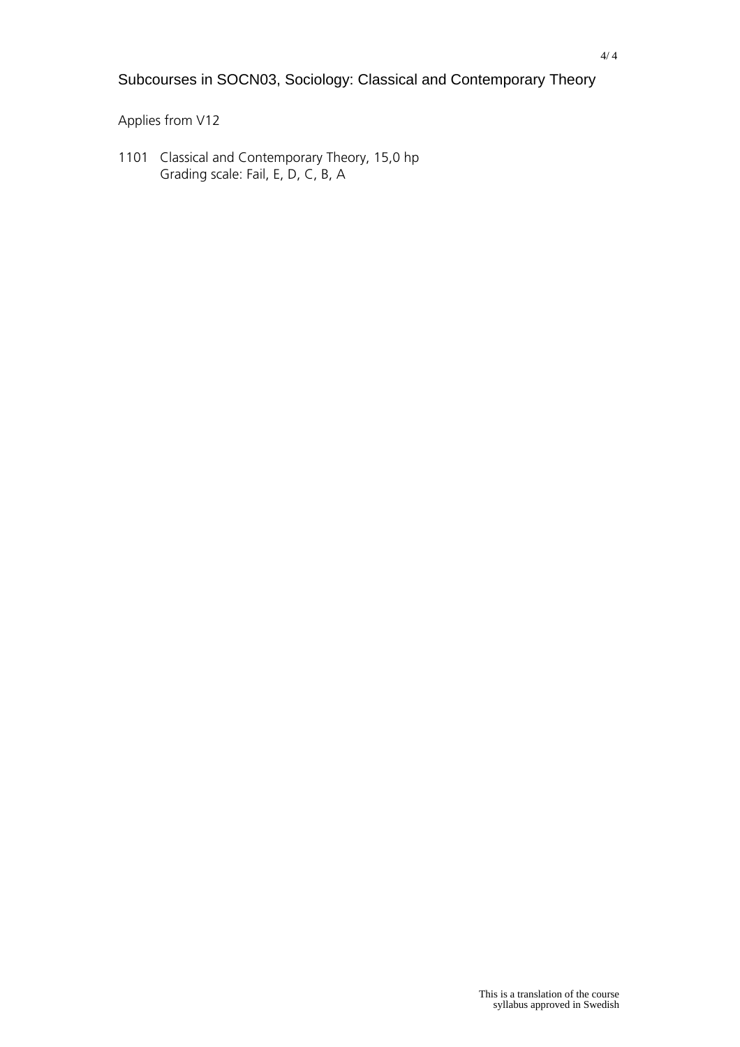## Subcourses in SOCN03, Sociology: Classical and Contemporary Theory

Applies from V12

1101 Classical and Contemporary Theory, 15,0 hp
Grading scale: Fail, E, D, C, B, A

This is a translation of the course syllabus approved in Swedish